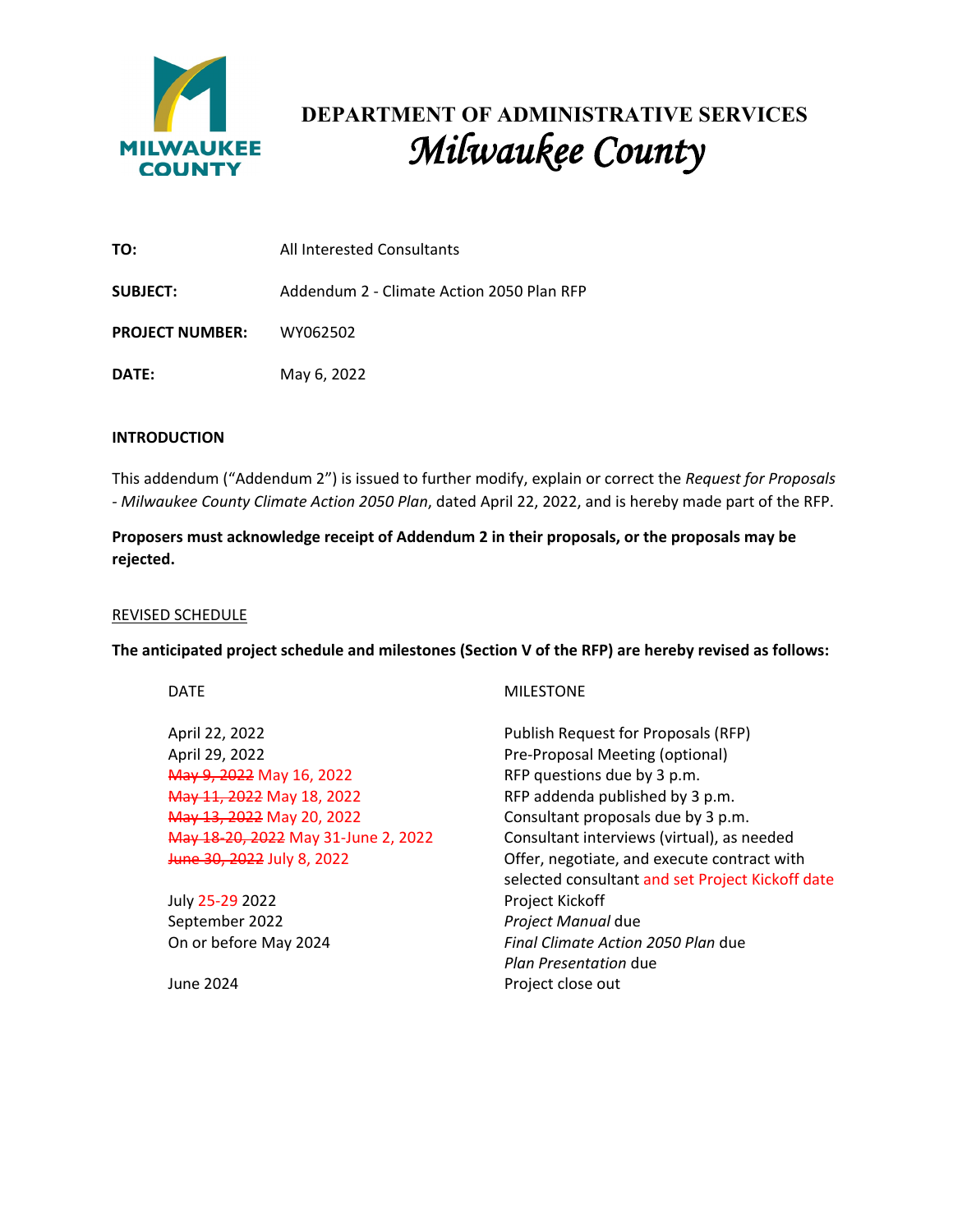# DEPARTMENT OF ADMINISTRATIVE SERVICES
## *Milwaukee County*

**TO:** All Interested Consultants

**SUBJECT:** Addendum 2 - Climate Action 2050 Plan RFP

**PROJECT NUMBER:** WY062502

**DATE:** May 6, 2022

**INTRODUCTION**

This addendum ("Addendum 2") is issued to further modify, explain or correct the *Request for Proposals - Milwaukee County Climate Action 2050 Plan*, dated April 22, 2022, and is hereby made part of the RFP.

**Proposers must acknowledge receipt of Addendum 2 in their proposals, or the proposals may be rejected.**

<u>REVISED SCHEDULE</u>

**The anticipated project schedule and milestones (Section V of the RFP) are hereby revised as follows:**

| DATE | MILESTONE |
| --- | --- |
| April 22, 2022 | Publish Request for Proposals (RFP) |
| April 29, 2022 | Pre-Proposal Meeting (optional) |
| ~~May 9, 2022~~ May 16, 2022 | RFP questions due by 3 p.m. |
| ~~May 11, 2022~~ May 18, 2022 | RFP addenda published by 3 p.m. |
| ~~May 13, 2022~~ May 20, 2022 | Consultant proposals due by 3 p.m. |
| ~~May 18-20, 2022~~ May 31-June 2, 2022 | Consultant interviews (virtual), as needed |
| ~~June 30, 2022~~ July 8, 2022 | Offer, negotiate, and execute contract with selected consultant and set Project Kickoff date |
| July 25-29 2022 | Project Kickoff |
| September 2022 | *Project Manual* due |
| On or before May 2024 | *Final Climate Action 2050 Plan* due<br>*Plan Presentation* due |
| June 2024 | Project close out |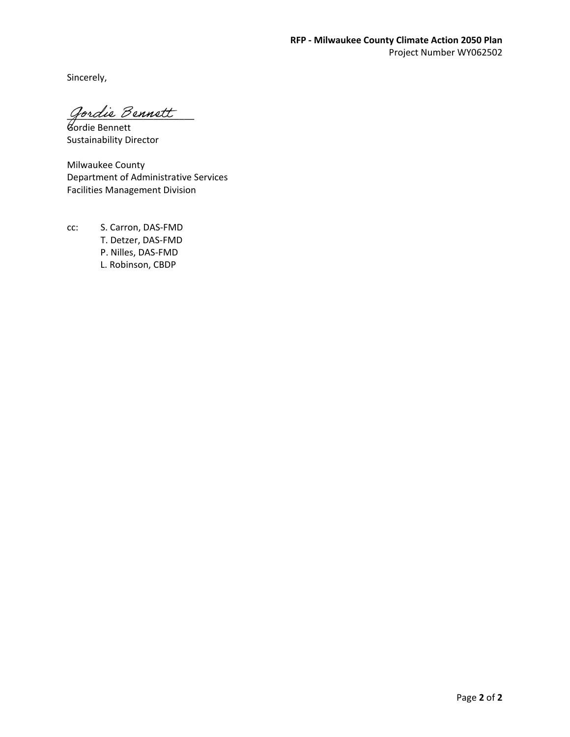Sincerely,

*Gordie Bennett*

Gordie Bennett
Sustainability Director

Milwaukee County
Department of Administrative Services
Facilities Management Division

cc: S. Carron, DAS-FMD
T. Detzer, DAS-FMD
P. Nilles, DAS-FMD
L. Robinson, CBDP